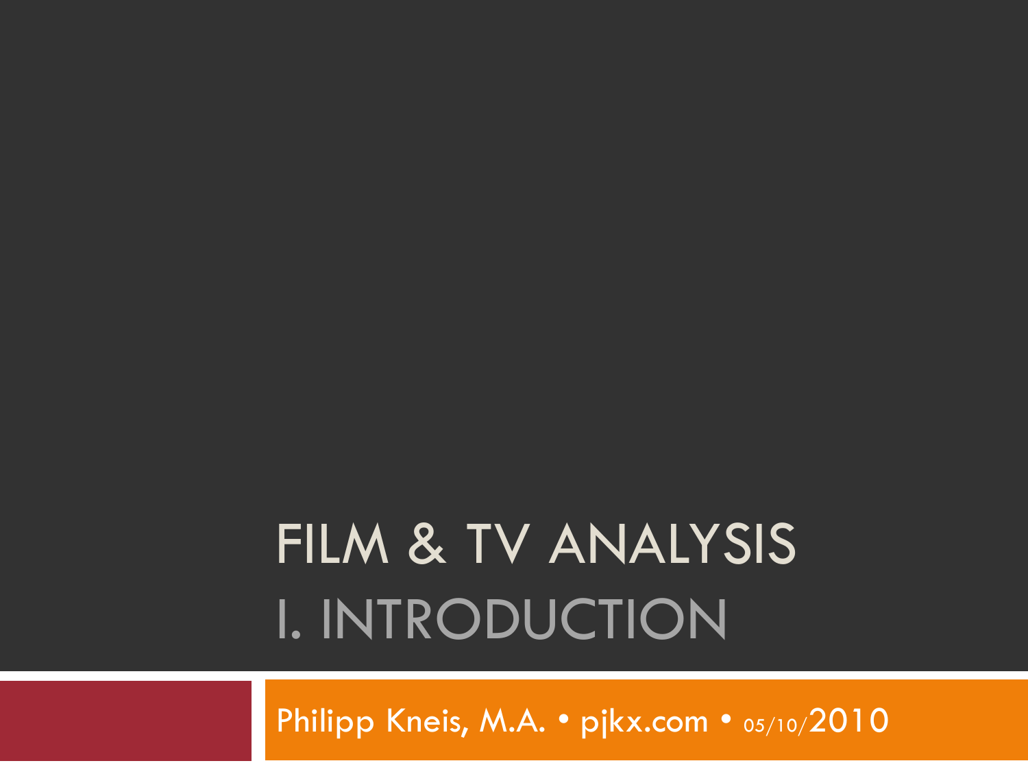# FILM & TV ANALYSIS

## I. INTRODUCTION

Philipp Kneis, M.A. • pjkx.com • 05/10/2010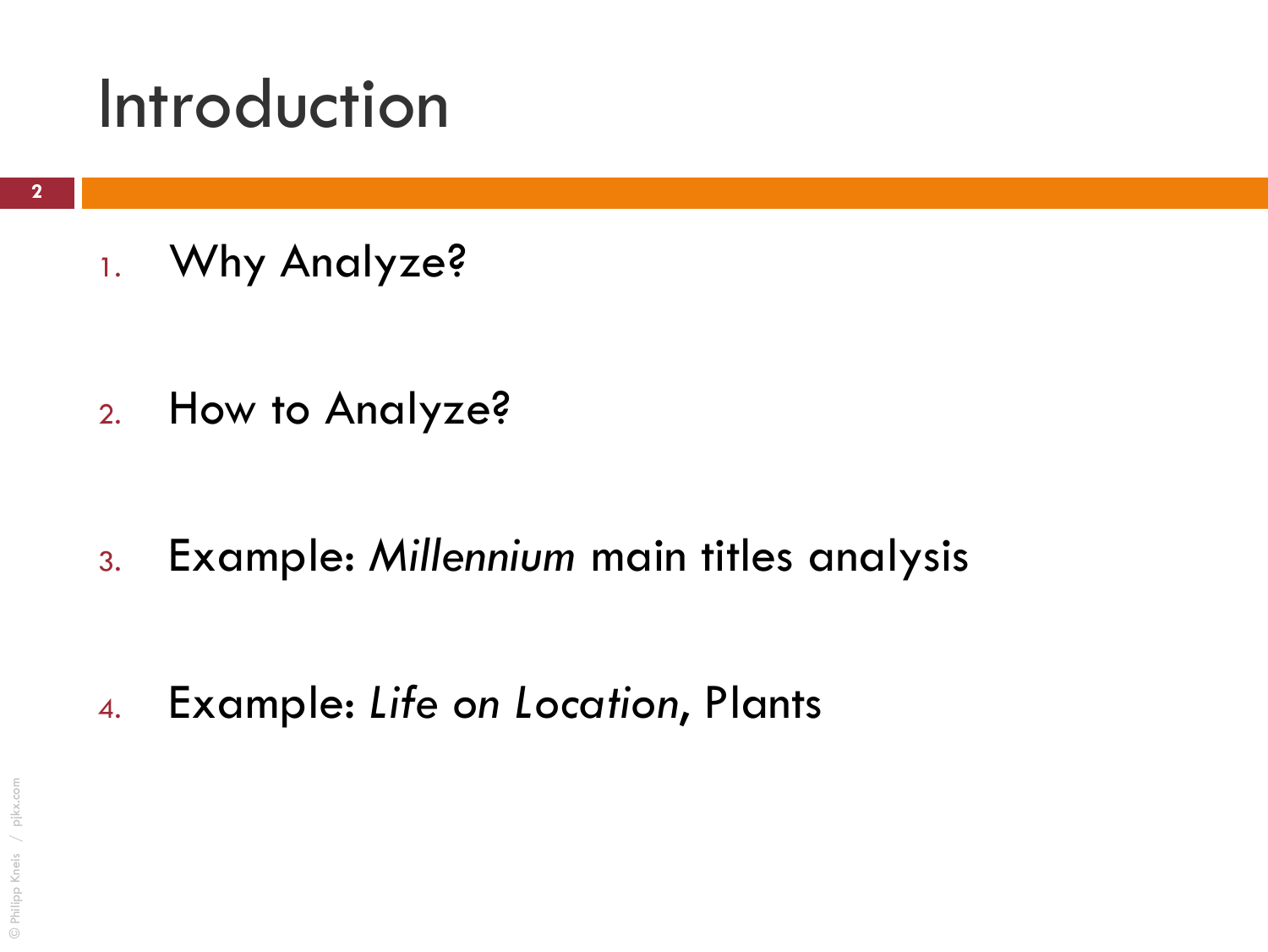# Introduction

1. Why Analyze?

2. How to Analyze?

3. Example: *Millennium* main titles analysis

4. Example: *Life on Location*, Plants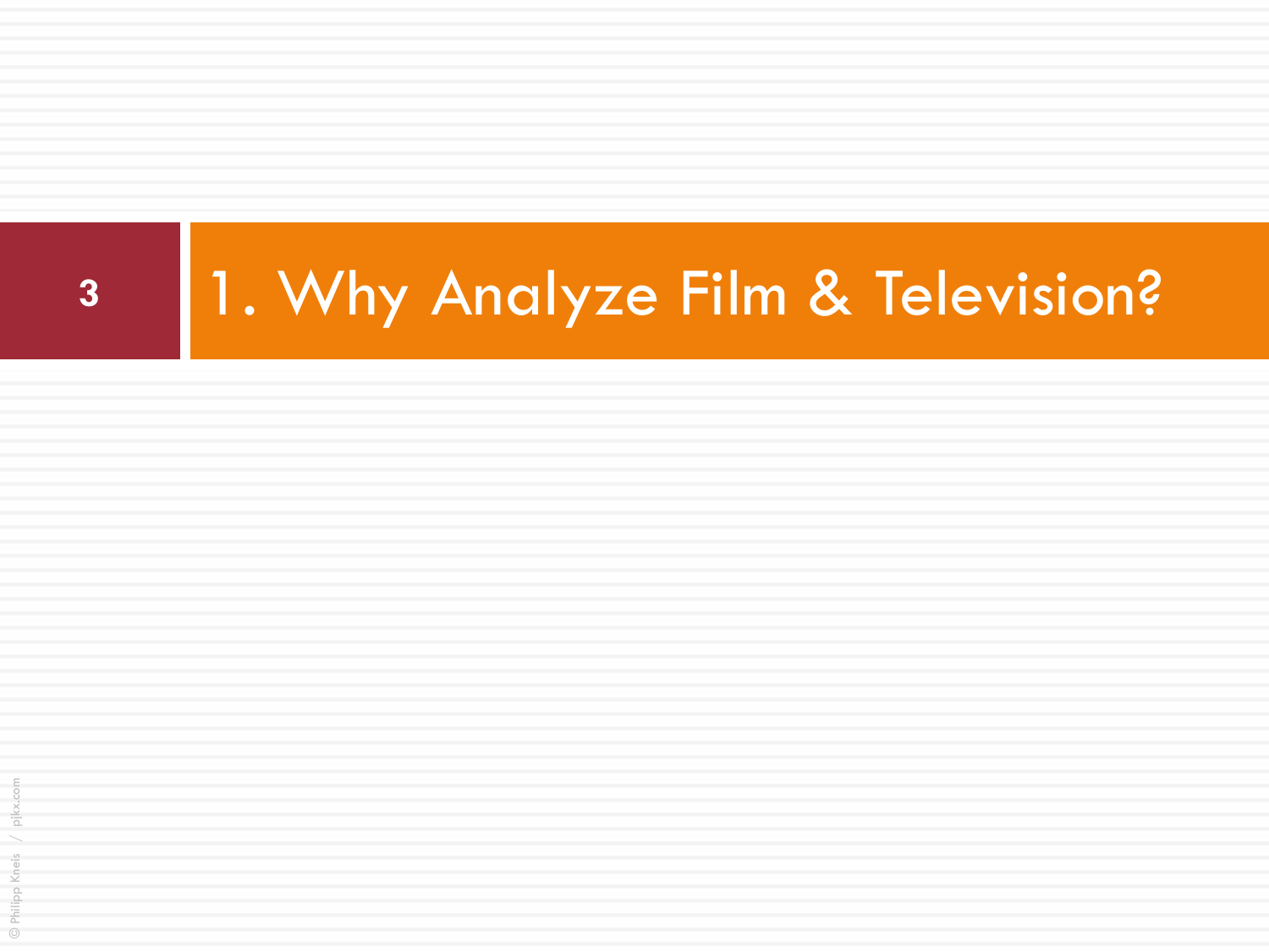# 1. Why Analyze Film & Television?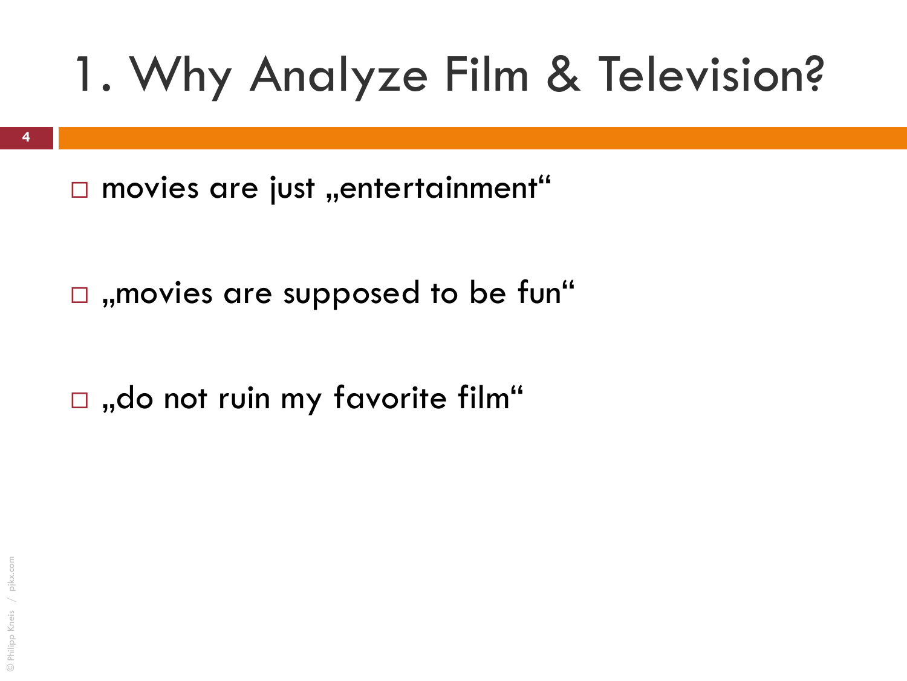# 1. Why Analyze Film & Television?

- movies are just „entertainment“
- „movies are supposed to be fun“
- „do not ruin my favorite film“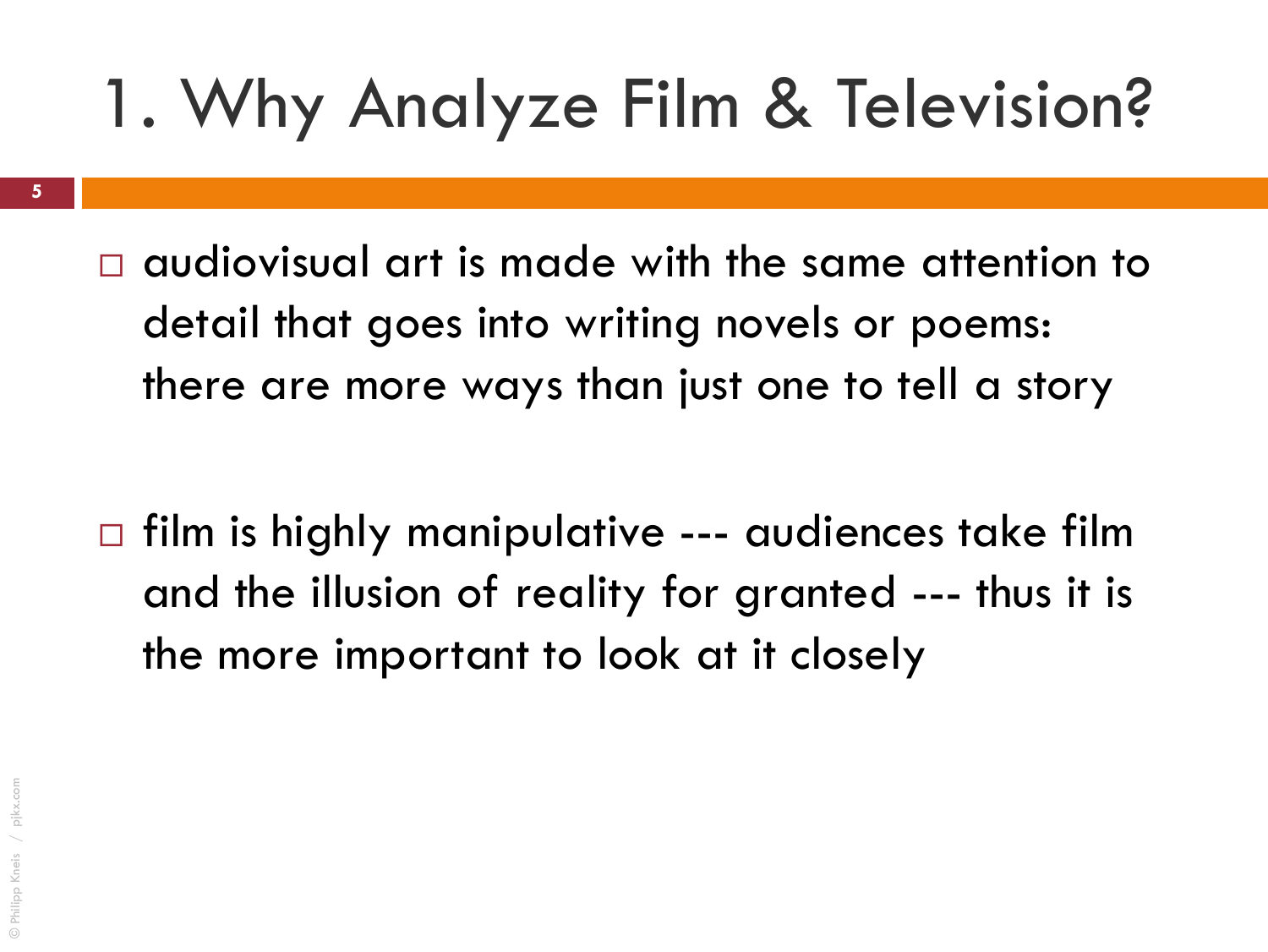# 1. Why Analyze Film & Television?

- audiovisual art is made with the same attention to detail that goes into writing novels or poems: there are more ways than just one to tell a story

- film is highly manipulative --- audiences take film and the illusion of reality for granted --- thus it is the more important to look at it closely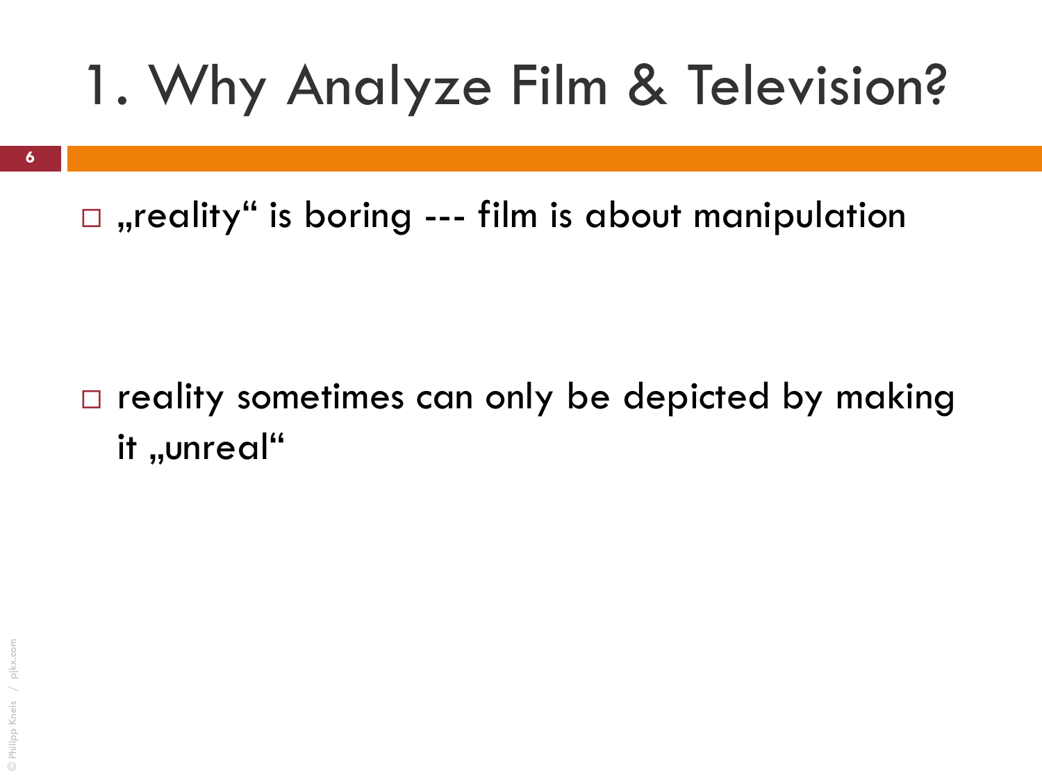# 1. Why Analyze Film & Television?

- „reality“ is boring --- film is about manipulation

- reality sometimes can only be depicted by making it „unreal“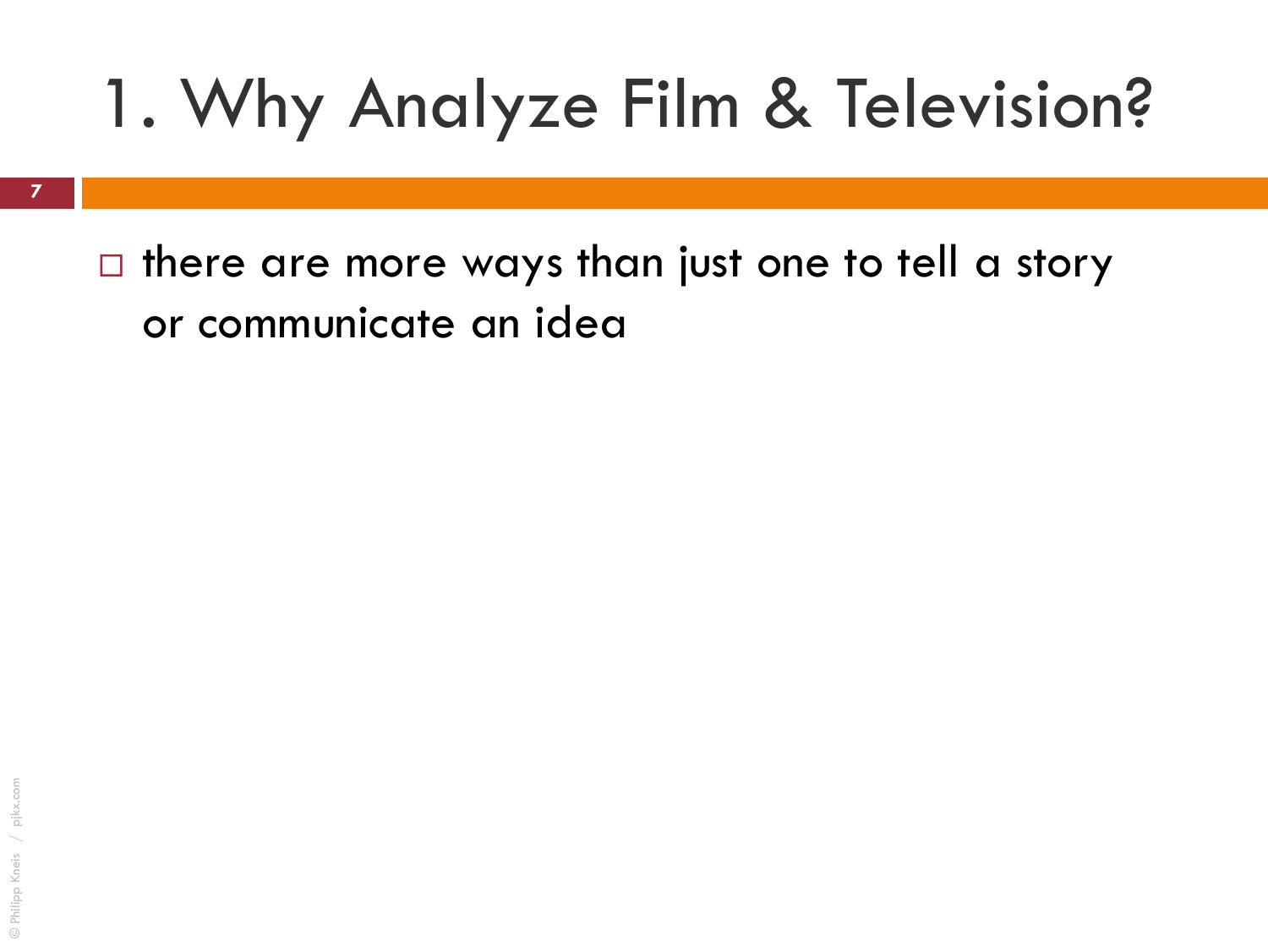# 1. Why Analyze Film & Television?

- there are more ways than just one to tell a story or communicate an idea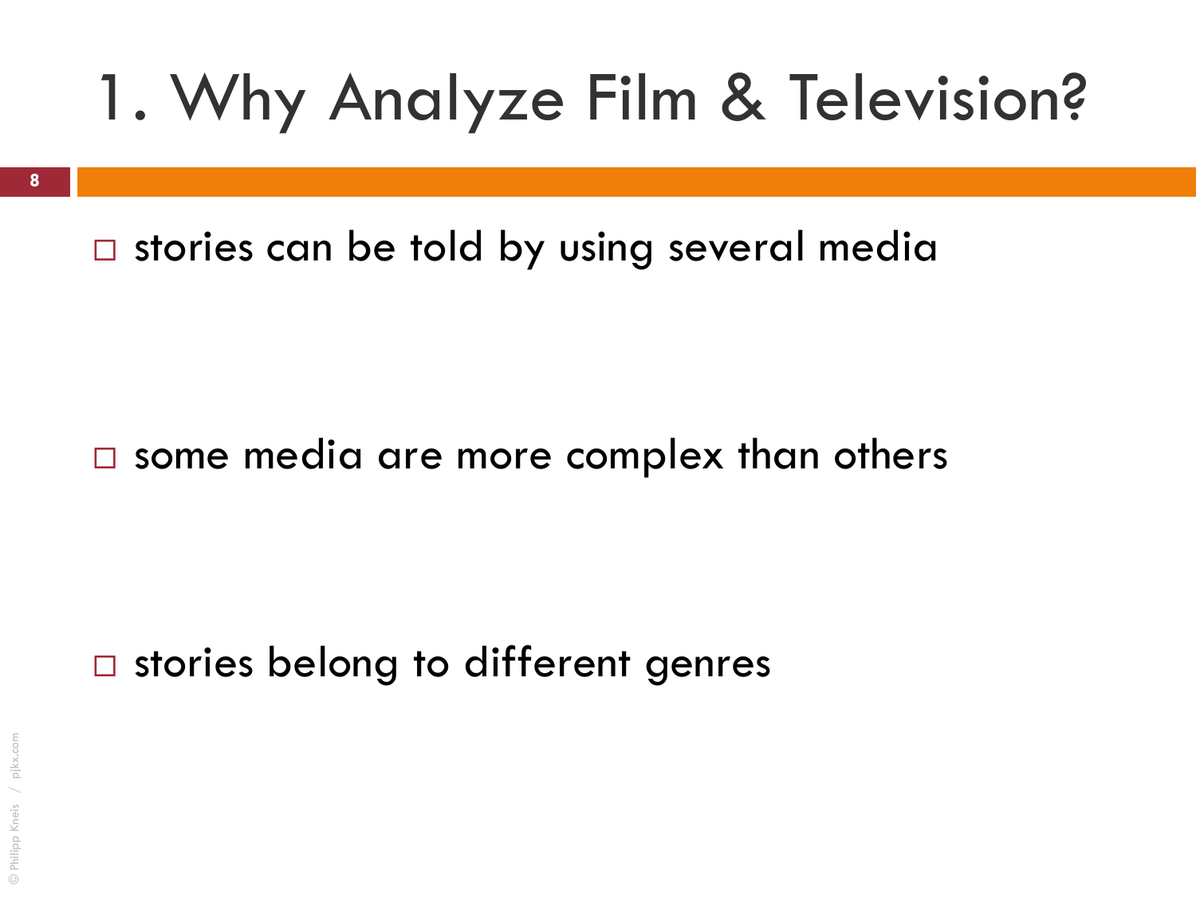# 1. Why Analyze Film & Television?

- stories can be told by using several media

- some media are more complex than others

- stories belong to different genres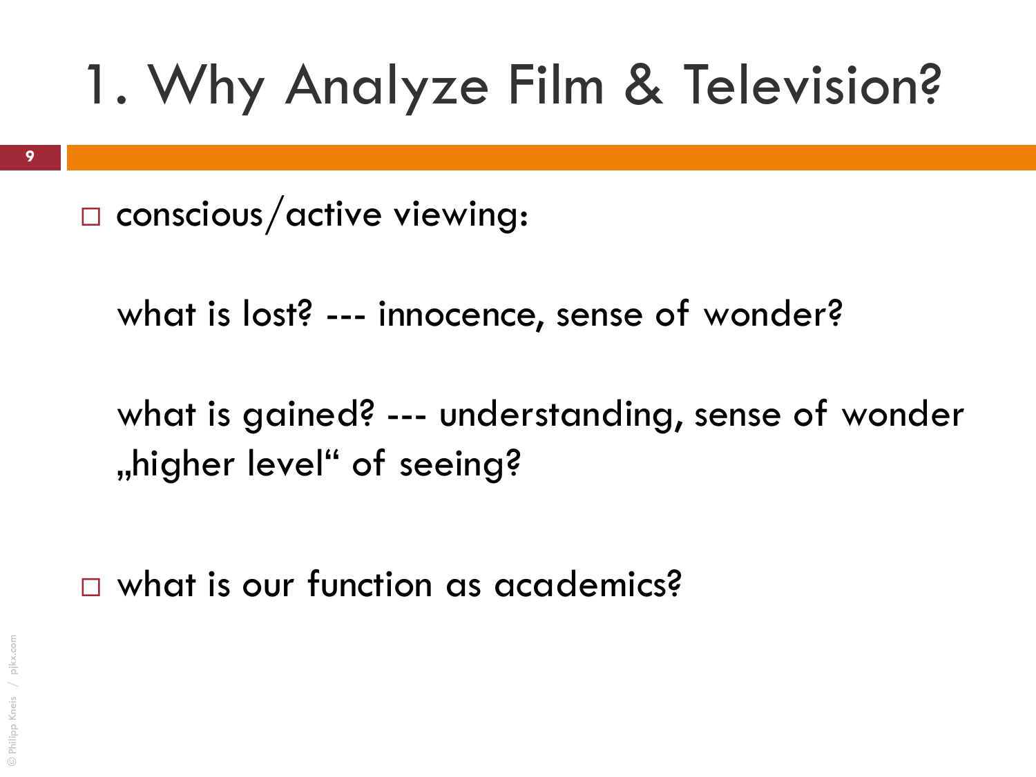# 1. Why Analyze Film & Television?

- conscious/active viewing:

  what is lost? --- innocence, sense of wonder?

  what is gained? --- understanding, sense of wonder „higher level" of seeing?

- what is our function as academics?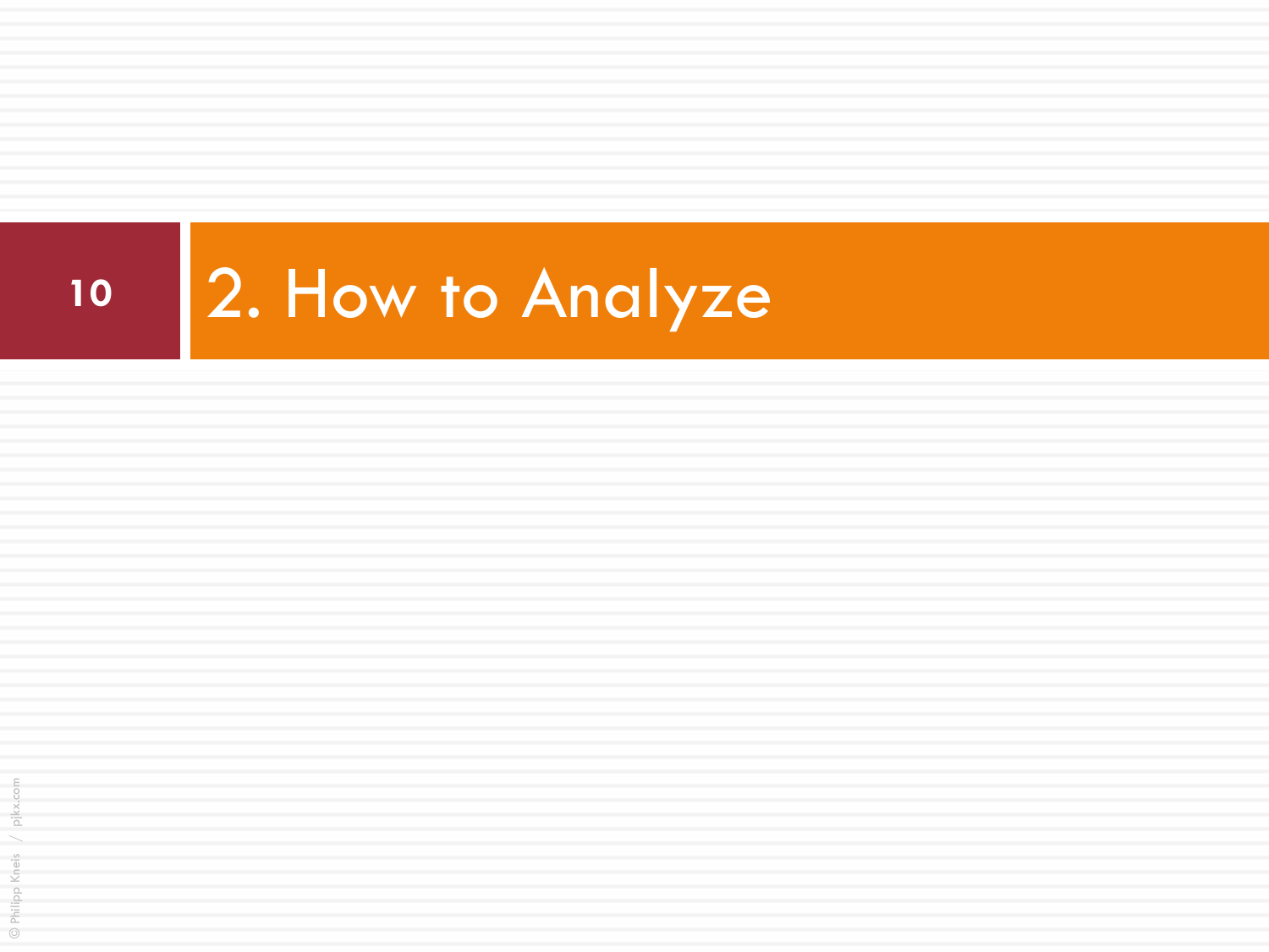# 2. How to Analyze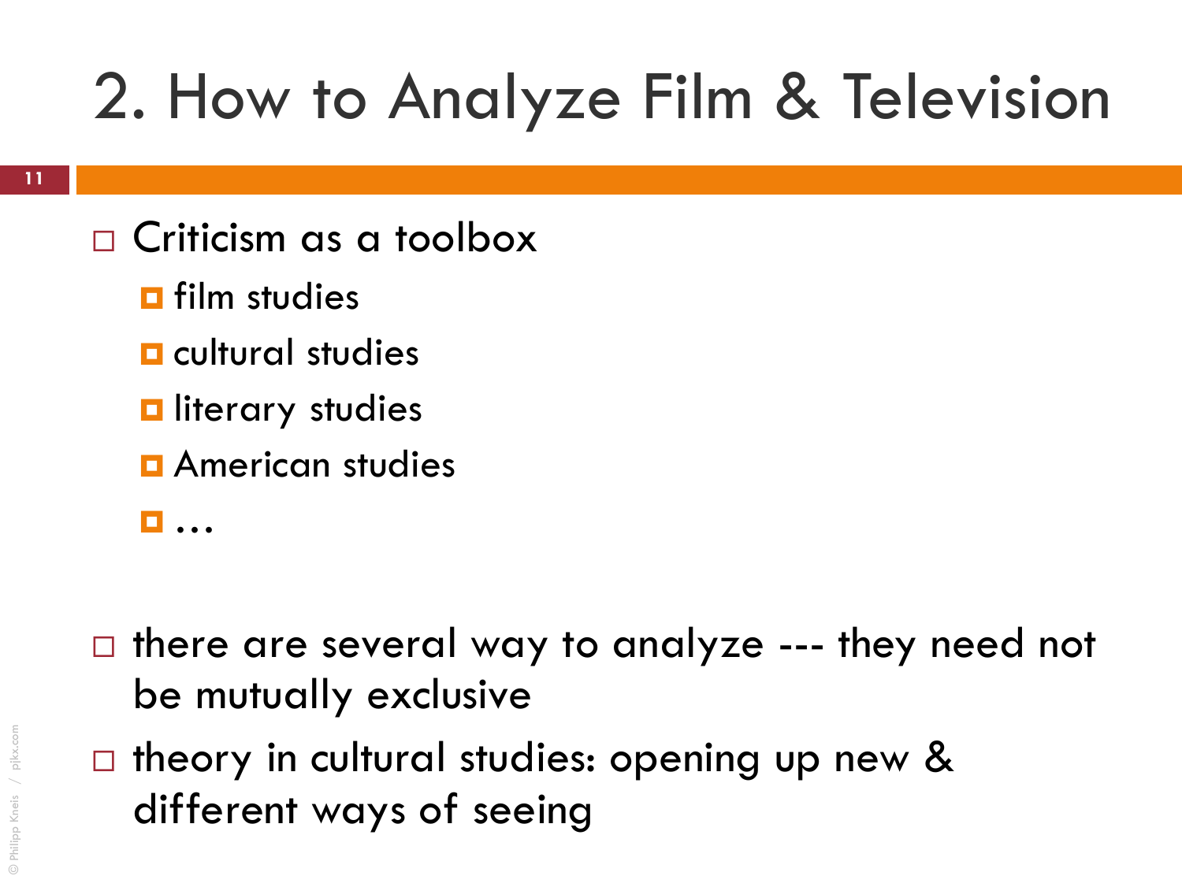# 2. How to Analyze Film & Television

- Criticism as a toolbox
  - film studies
  - cultural studies
  - literary studies
  - American studies
  - …

- there are several way to analyze --- they need not be mutually exclusive
- theory in cultural studies: opening up new & different ways of seeing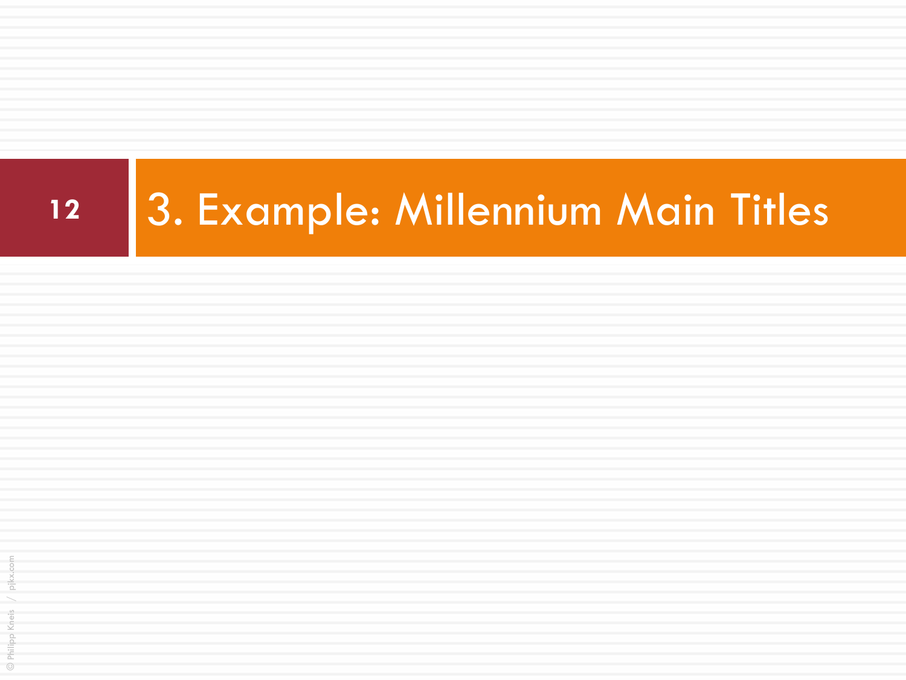# 3. Example: Millennium Main Titles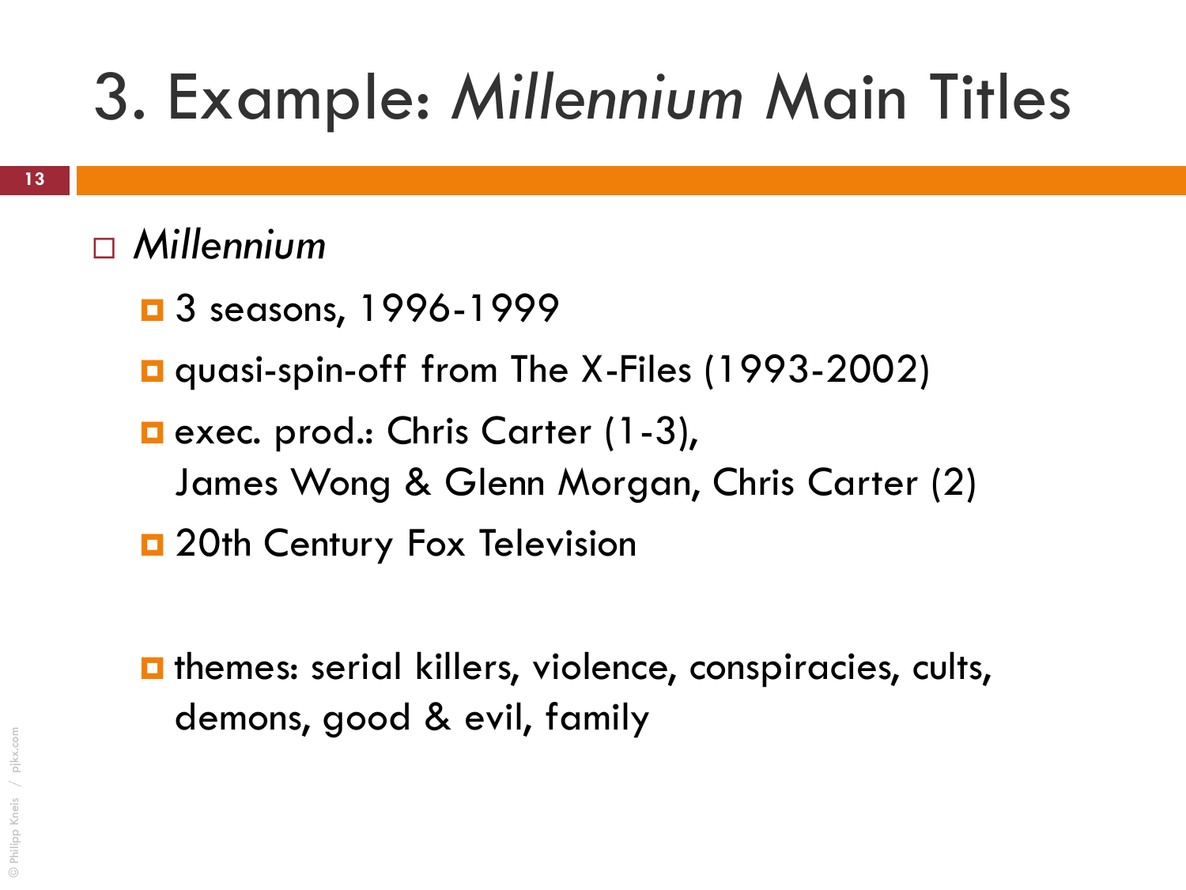# 3. Example: *Millennium* Main Titles

- *Millennium*
  - 3 seasons, 1996-1999
  - quasi-spin-off from The X-Files (1993-2002)
  - exec. prod.: Chris Carter (1-3),
    James Wong & Glenn Morgan, Chris Carter (2)
  - 20th Century Fox Television

  - themes: serial killers, violence, conspiracies, cults, demons, good & evil, family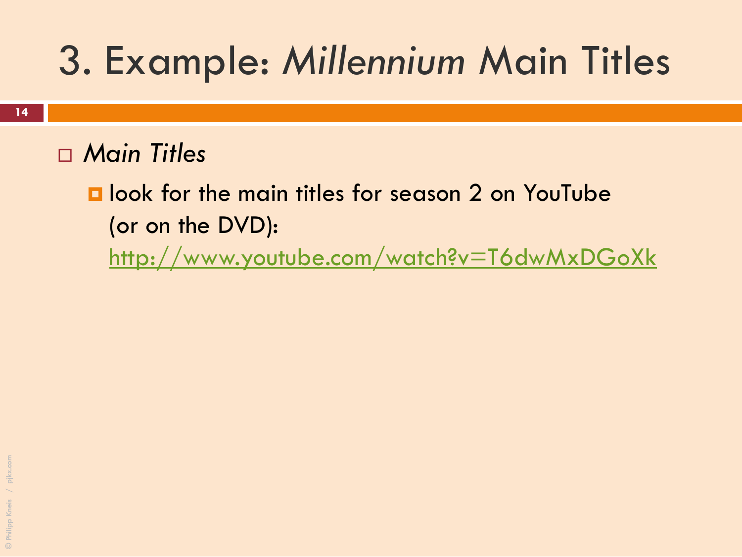# 3. Example: *Millennium* Main Titles

- *Main Titles*
  - look for the main titles for season 2 on YouTube (or on the DVD): http://www.youtube.com/watch?v=T6dwMxDGoXk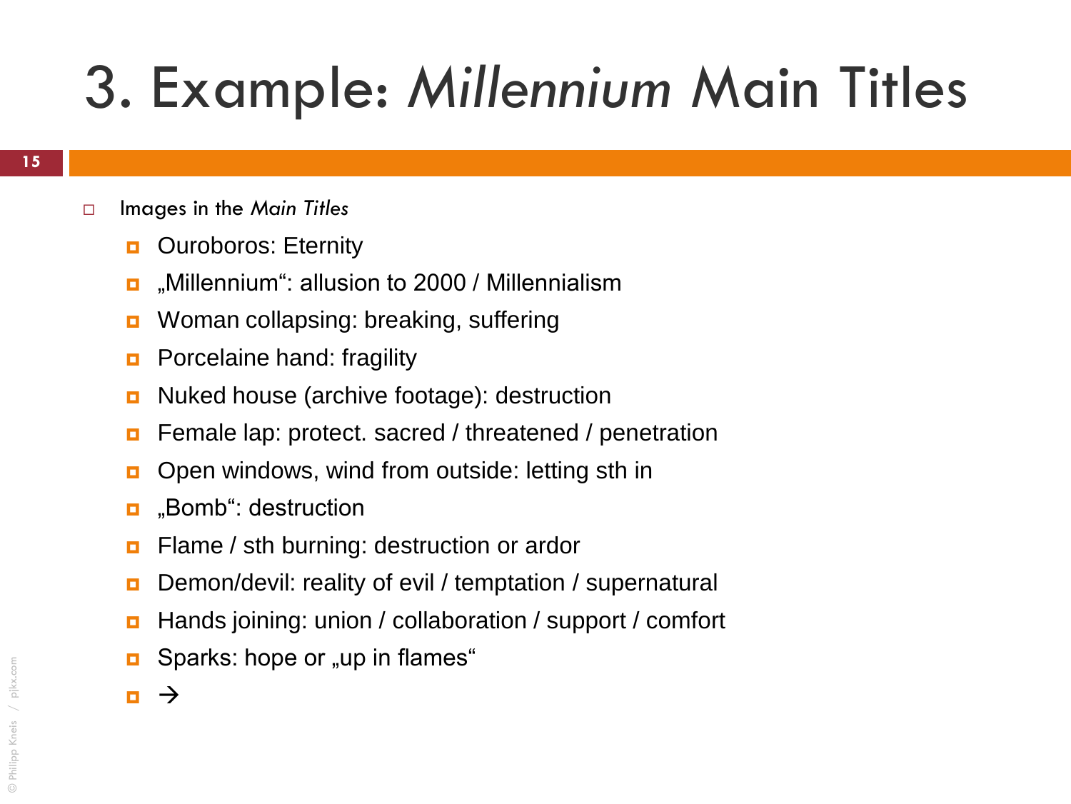# 3. Example: *Millennium* Main Titles

- Images in the *Main Titles*
  - Ouroboros: Eternity
  - „Millennium“: allusion to 2000 / Millennialism
  - Woman collapsing: breaking, suffering
  - Porcelaine hand: fragility
  - Nuked house (archive footage): destruction
  - Female lap: protect. sacred / threatened / penetration
  - Open windows, wind from outside: letting sth in
  - „Bomb“: destruction
  - Flame / sth burning: destruction or ardor
  - Demon/devil: reality of evil / temptation / supernatural
  - Hands joining: union / collaboration / support / comfort
  - Sparks: hope or „up in flames“
  - →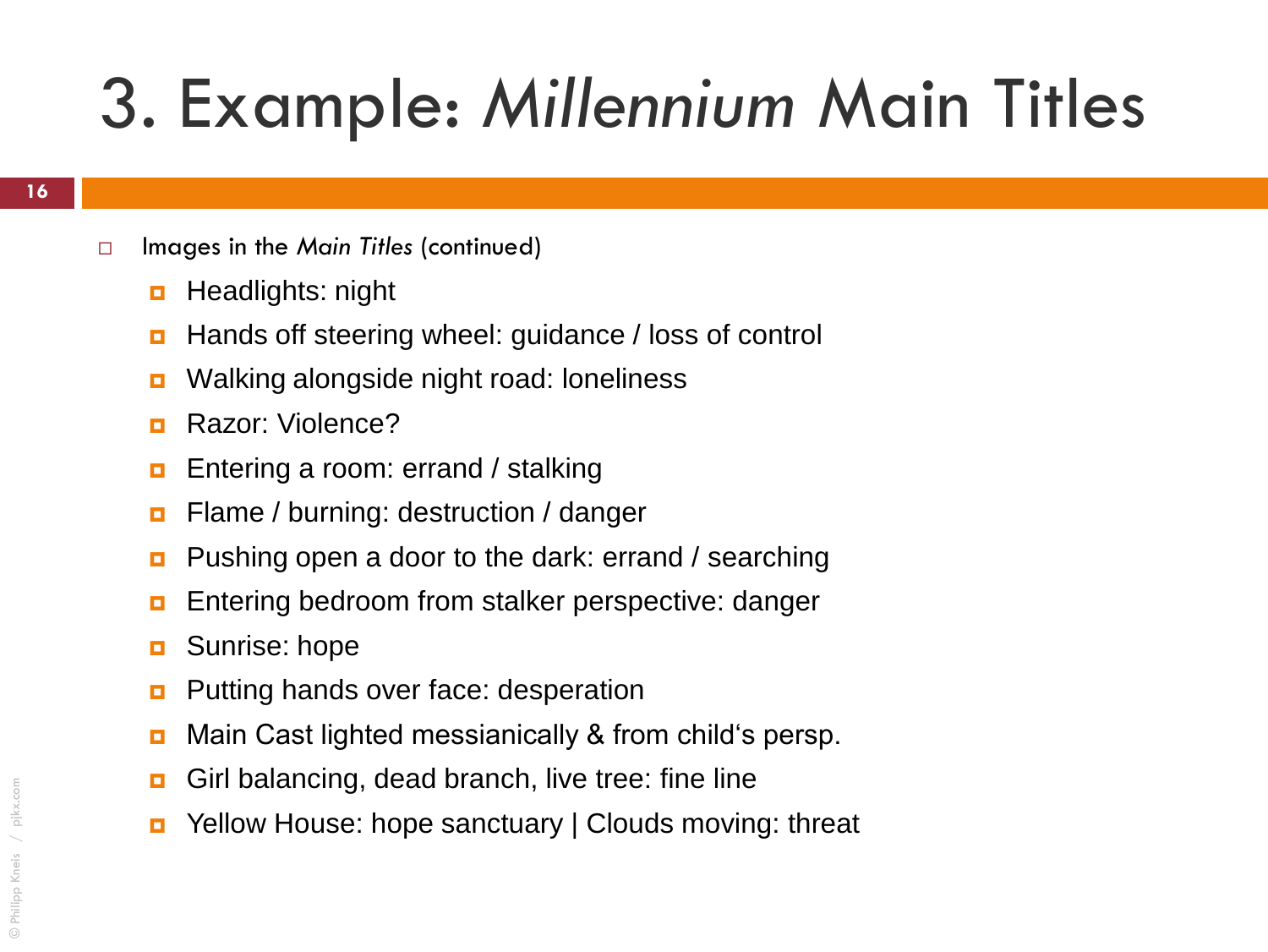# 3. Example: *Millennium* Main Titles

- Images in the *Main Titles* (continued)
  - Headlights: night
  - Hands off steering wheel: guidance / loss of control
  - Walking alongside night road: loneliness
  - Razor: Violence?
  - Entering a room: errand / stalking
  - Flame / burning: destruction / danger
  - Pushing open a door to the dark: errand / searching
  - Entering bedroom from stalker perspective: danger
  - Sunrise: hope
  - Putting hands over face: desperation
  - Main Cast lighted messianically & from child‘s persp.
  - Girl balancing, dead branch, live tree: fine line
  - Yellow House: hope sanctuary | Clouds moving: threat

© Philipp Kneis / pjkx.com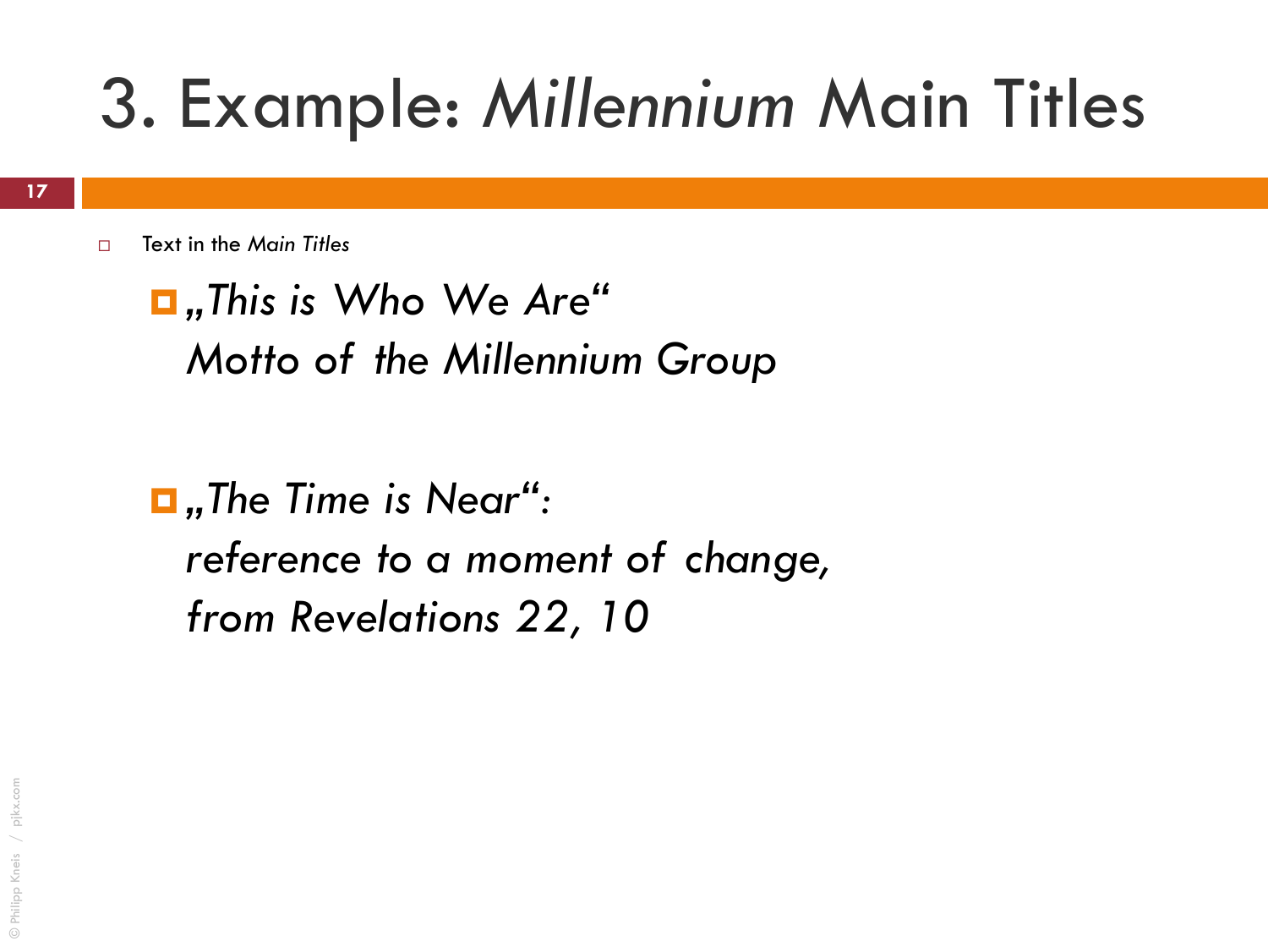# 3. Example: *Millennium* Main Titles

- Text in the *Main Titles*
  - *„This is Who We Are“*
    *Motto of the Millennium Group*
  - *„The Time is Near“:*
    *reference to a moment of change,*
    *from Revelations 22, 10*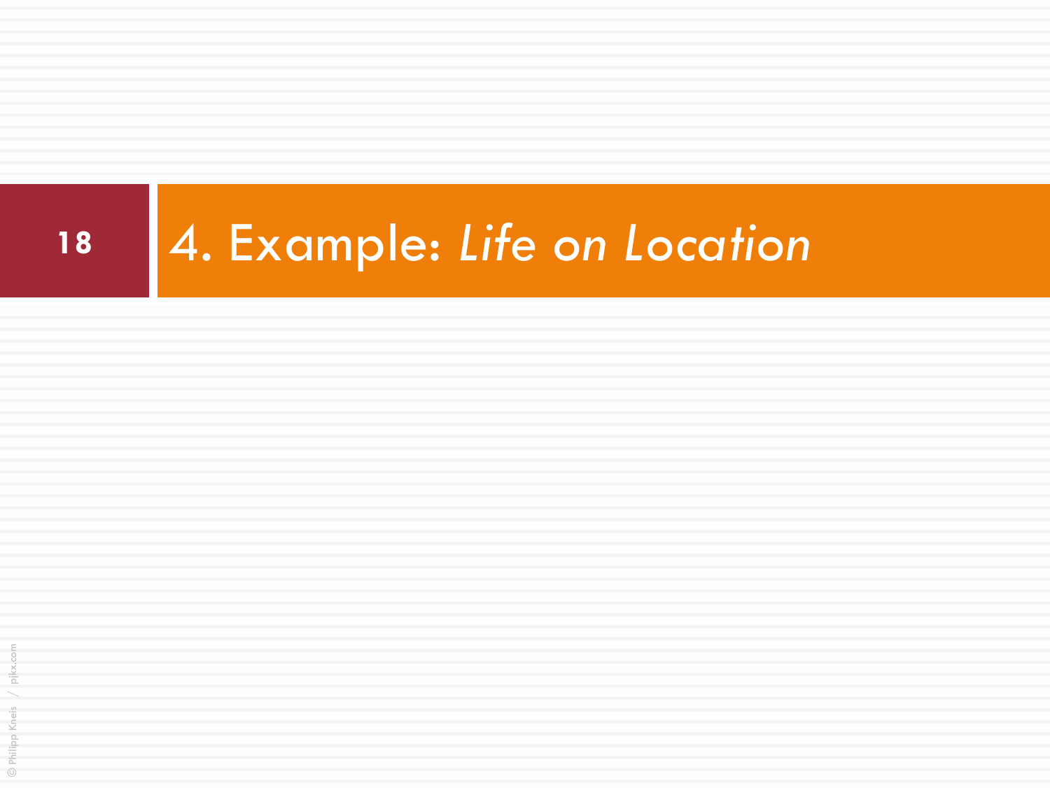# 4. Example: *Life on Location*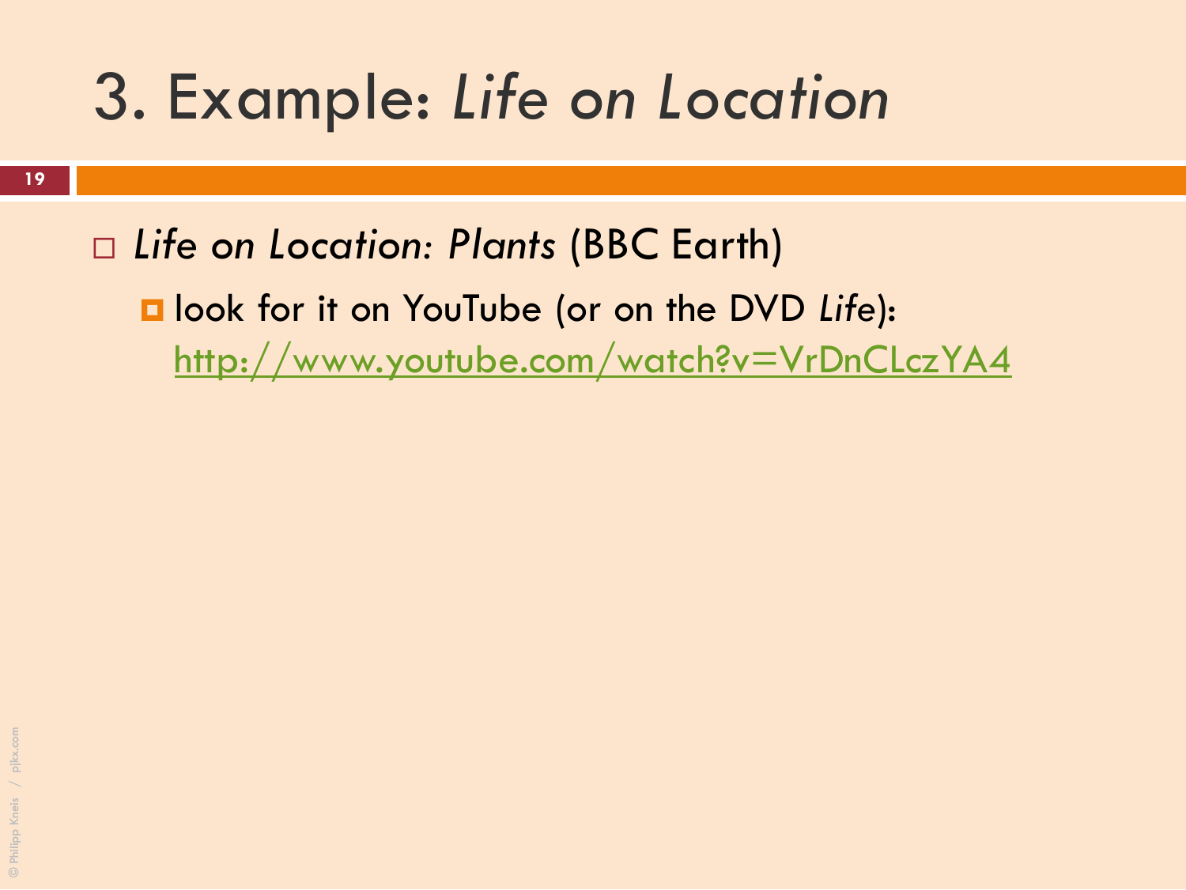# 3. Example: *Life on Location*

- *Life on Location: Plants* (BBC Earth)
  - look for it on YouTube (or on the DVD *Life*): http://www.youtube.com/watch?v=VrDnCLczYA4